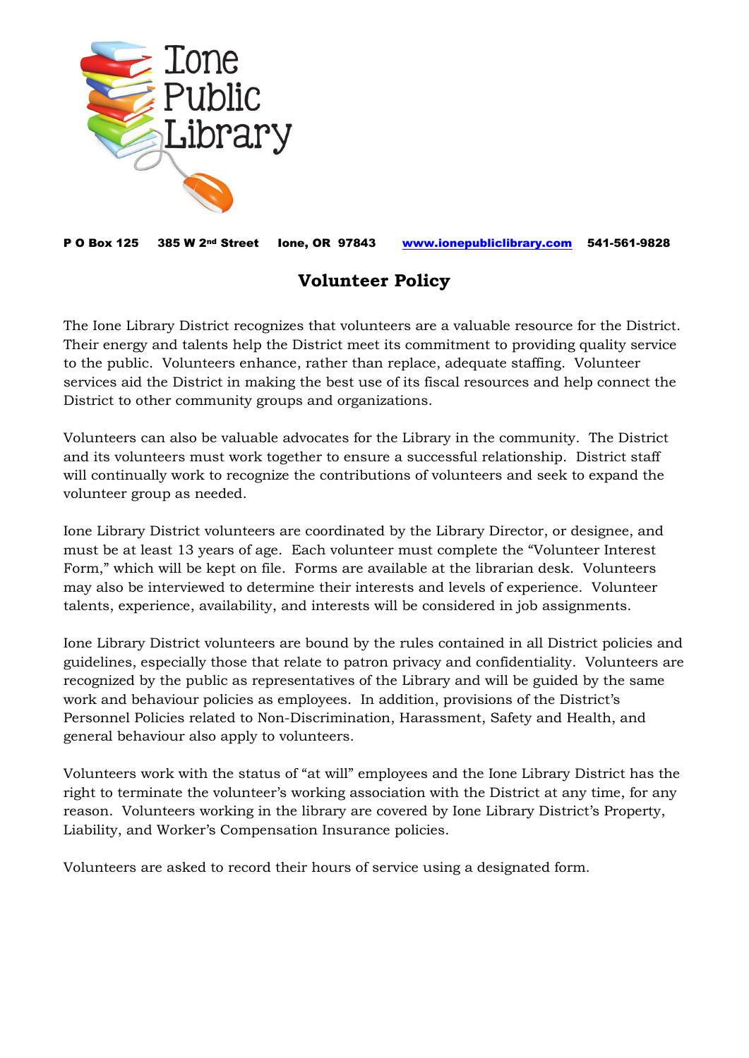Ione Public Library

**P O Box 125 385 W 2nd Street Ione, OR 97843 [www.ionepubliclibrary.com](http://www.ionepubliclibrary.com) 541-561-9828**

# Volunteer Policy

The Ione Library District recognizes that volunteers are a valuable resource for the District. Their energy and talents help the District meet its commitment to providing quality service to the public. Volunteers enhance, rather than replace, adequate staffing. Volunteer services aid the District in making the best use of its fiscal resources and help connect the District to other community groups and organizations.

Volunteers can also be valuable advocates for the Library in the community. The District and its volunteers must work together to ensure a successful relationship. District staff will continually work to recognize the contributions of volunteers and seek to expand the volunteer group as needed.

Ione Library District volunteers are coordinated by the Library Director, or designee, and must be at least 13 years of age. Each volunteer must complete the "Volunteer Interest Form," which will be kept on file. Forms are available at the librarian desk. Volunteers may also be interviewed to determine their interests and levels of experience. Volunteer talents, experience, availability, and interests will be considered in job assignments.

Ione Library District volunteers are bound by the rules contained in all District policies and guidelines, especially those that relate to patron privacy and confidentiality. Volunteers are recognized by the public as representatives of the Library and will be guided by the same work and behaviour policies as employees. In addition, provisions of the District's Personnel Policies related to Non-Discrimination, Harassment, Safety and Health, and general behaviour also apply to volunteers.

Volunteers work with the status of "at will" employees and the Ione Library District has the right to terminate the volunteer's working association with the District at any time, for any reason. Volunteers working in the library are covered by Ione Library District's Property, Liability, and Worker's Compensation Insurance policies.

Volunteers are asked to record their hours of service using a designated form.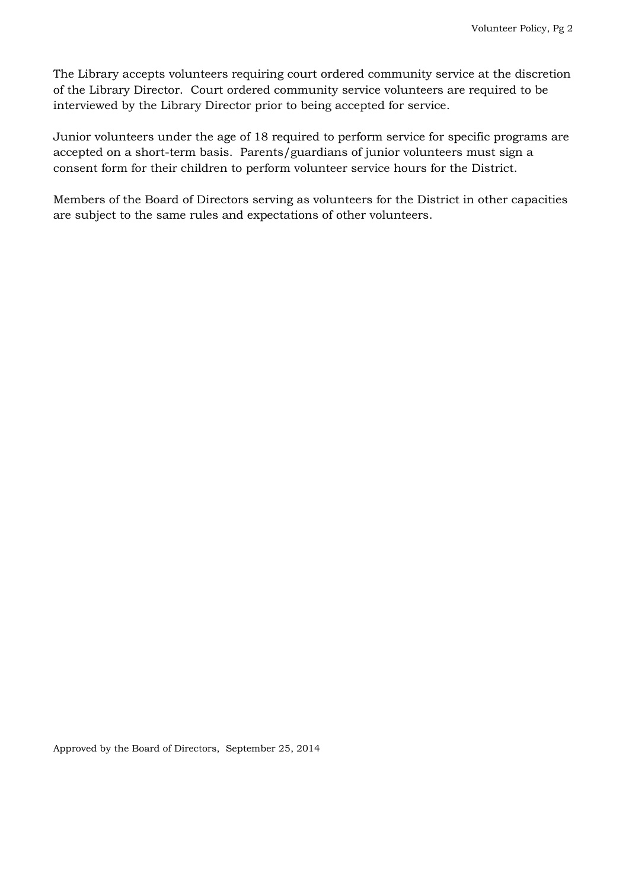The Library accepts volunteers requiring court ordered community service at the discretion of the Library Director. Court ordered community service volunteers are required to be interviewed by the Library Director prior to being accepted for service.

Junior volunteers under the age of 18 required to perform service for specific programs are accepted on a short-term basis. Parents/guardians of junior volunteers must sign a consent form for their children to perform volunteer service hours for the District.

Members of the Board of Directors serving as volunteers for the District in other capacities are subject to the same rules and expectations of other volunteers.

Approved by the Board of Directors, September 25, 2014